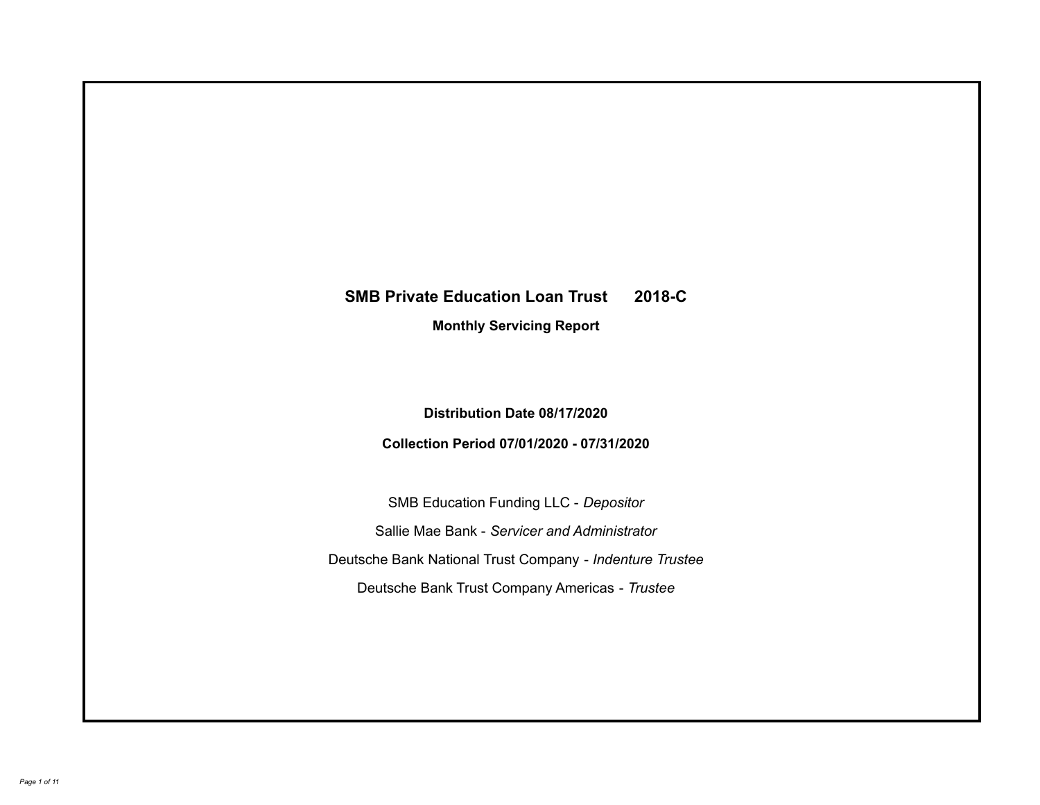# SMB Private Education Loan Trust 2018-C

**Monthly Servicing Report**

**Distribution Date 08/17/2020**

**Collection Period 07/01/2020 - 07/31/2020**

SMB Education Funding LLC - *Depositor*

Sallie Mae Bank - *Servicer and Administrator*

Deutsche Bank National Trust Company - *Indenture Trustee*

Deutsche Bank Trust Company Americas - *Trustee*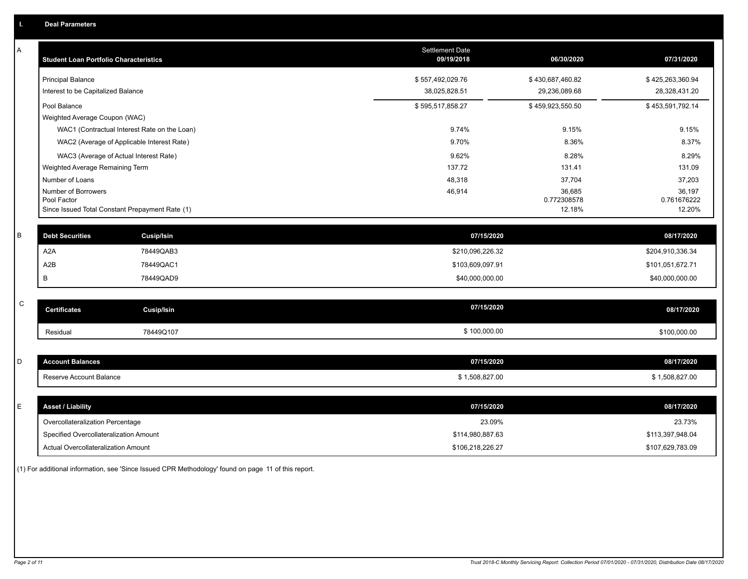## I. Deal Parameters

### A

| Student Loan Portfolio Characteristics | Settlement Date 09/19/2018 | 06/30/2020 | 07/31/2020 |
|---|---|---|---|
| Principal Balance | $ 557,492,029.76 | $ 430,687,460.82 | $ 425,263,360.94 |
| Interest to be Capitalized Balance | 38,025,828.51 | 29,236,089.68 | 28,328,431.20 |
| Pool Balance | $ 595,517,858.27 | $ 459,923,550.50 | $ 453,591,792.14 |
| Weighted Average Coupon (WAC) | | | |
| WAC1 (Contractual Interest Rate on the Loan) | 9.74% | 9.15% | 9.15% |
| WAC2 (Average of Applicable Interest Rate) | 9.70% | 8.36% | 8.37% |
| WAC3 (Average of Actual Interest Rate) | 9.62% | 8.28% | 8.29% |
| Weighted Average Remaining Term | 137.72 | 131.41 | 131.09 |
| Number of Loans | 48,318 | 37,704 | 37,203 |
| Number of Borrowers | 46,914 | 36,685 | 36,197 |
| Pool Factor | | 0.772308578 | 0.761676222 |
| Since Issued Total Constant Prepayment Rate (1) | | 12.18% | 12.20% |

### B

| Debt Securities | Cusip/Isin | 07/15/2020 | 08/17/2020 |
|---|---|---|---|
| A2A | 78449QAB3 | $210,096,226.32 | $204,910,336.34 |
| A2B | 78449QAC1 | $103,609,097.91 | $101,051,672.71 |
| B | 78449QAD9 | $40,000,000.00 | $40,000,000.00 |

### C

| Certificates | Cusip/Isin | 07/15/2020 | 08/17/2020 |
|---|---|---|---|
| Residual | 78449Q107 | $ 100,000.00 | $100,000.00 |

### D

| Account Balances | 07/15/2020 | 08/17/2020 |
|---|---|---|
| Reserve Account Balance | $ 1,508,827.00 | $ 1,508,827.00 |

### E

| Asset / Liability | 07/15/2020 | 08/17/2020 |
|---|---|---|
| Overcollateralization Percentage | 23.09% | 23.73% |
| Specified Overcollateralization Amount | $114,980,887.63 | $113,397,948.04 |
| Actual Overcollateralization Amount | $106,218,226.27 | $107,629,783.09 |

(1) For additional information, see 'Since Issued CPR Methodology' found on page 11 of this report.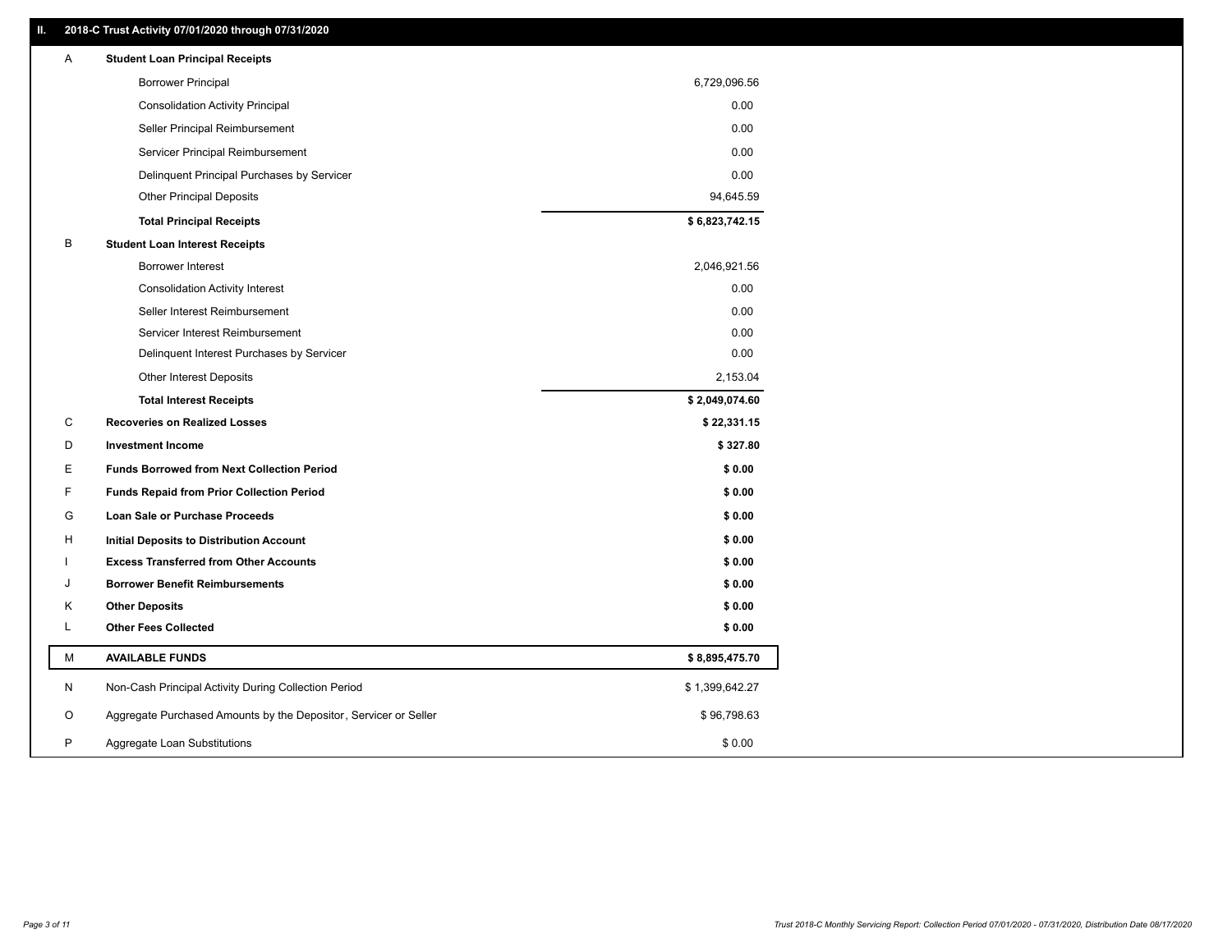## II. 2018-C Trust Activity 07/01/2020 through 07/31/2020

| | | |
|---|---|---|
| A | **Student Loan Principal Receipts** | |
| | Borrower Principal | 6,729,096.56 |
| | Consolidation Activity Principal | 0.00 |
| | Seller Principal Reimbursement | 0.00 |
| | Servicer Principal Reimbursement | 0.00 |
| | Delinquent Principal Purchases by Servicer | 0.00 |
| | Other Principal Deposits | 94,645.59 |
| | **Total Principal Receipts** | **$ 6,823,742.15** |
| B | **Student Loan Interest Receipts** | |
| | Borrower Interest | 2,046,921.56 |
| | Consolidation Activity Interest | 0.00 |
| | Seller Interest Reimbursement | 0.00 |
| | Servicer Interest Reimbursement | 0.00 |
| | Delinquent Interest Purchases by Servicer | 0.00 |
| | Other Interest Deposits | 2,153.04 |
| | **Total Interest Receipts** | **$ 2,049,074.60** |
| C | **Recoveries on Realized Losses** | **$ 22,331.15** |
| D | **Investment Income** | **$ 327.80** |
| E | **Funds Borrowed from Next Collection Period** | **$ 0.00** |
| F | **Funds Repaid from Prior Collection Period** | **$ 0.00** |
| G | **Loan Sale or Purchase Proceeds** | **$ 0.00** |
| H | **Initial Deposits to Distribution Account** | **$ 0.00** |
| I | **Excess Transferred from Other Accounts** | **$ 0.00** |
| J | **Borrower Benefit Reimbursements** | **$ 0.00** |
| K | **Other Deposits** | **$ 0.00** |
| L | **Other Fees Collected** | **$ 0.00** |
| M | **AVAILABLE FUNDS** | **$ 8,895,475.70** |
| N | Non-Cash Principal Activity During Collection Period | $ 1,399,642.27 |
| O | Aggregate Purchased Amounts by the Depositor, Servicer or Seller | $ 96,798.63 |
| P | Aggregate Loan Substitutions | $ 0.00 |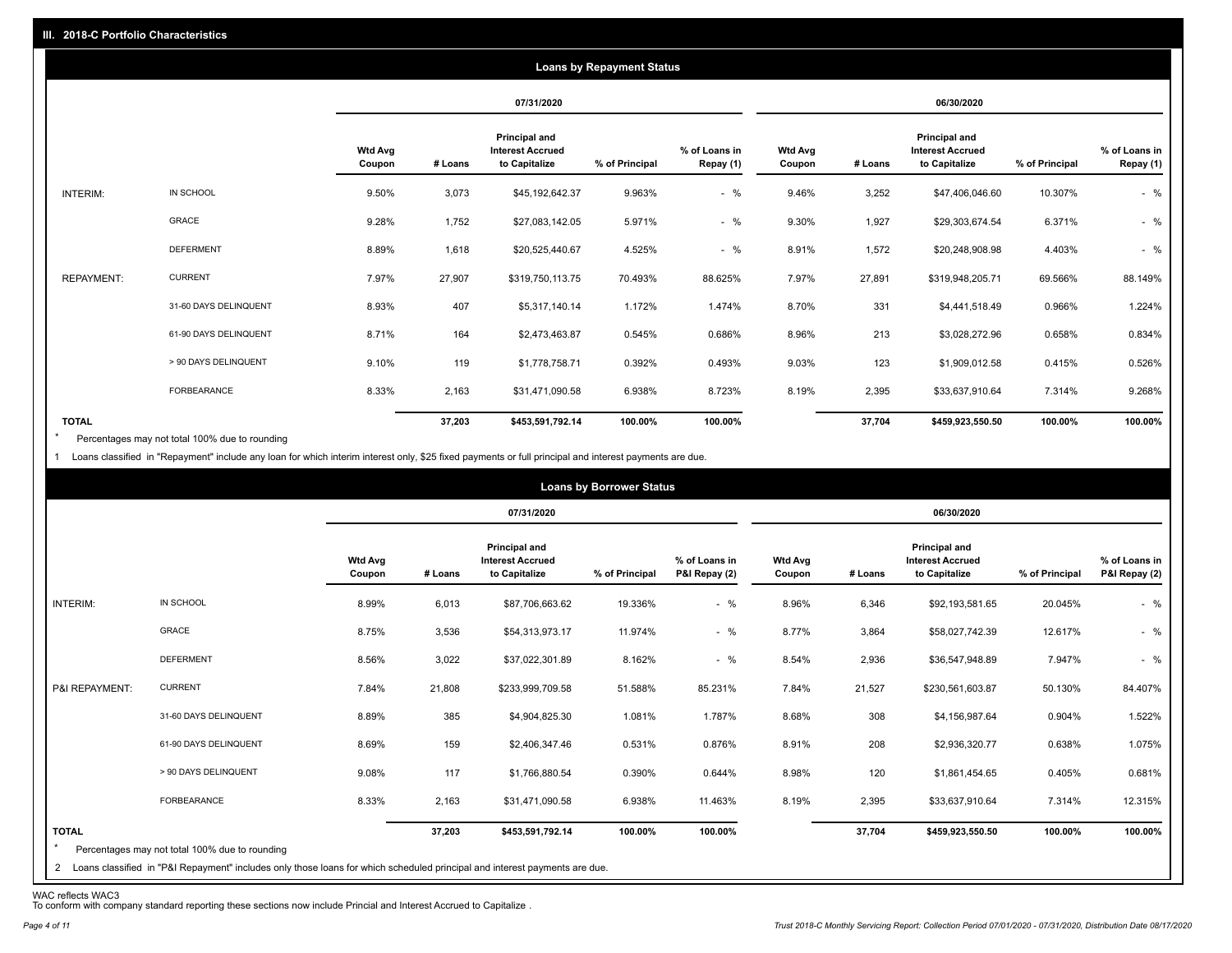## III. 2018-C Portfolio Characteristics

### Loans by Repayment Status

| | | 07/31/2020 | | | | | 06/30/2020 | | | | |
|---|---|---|---|---|---|---|---|---|---|---|---|
| | | Wtd Avg Coupon | # Loans | Principal and Interest Accrued to Capitalize | % of Principal | % of Loans in Repay (1) | Wtd Avg Coupon | # Loans | Principal and Interest Accrued to Capitalize | % of Principal | % of Loans in Repay (1) |
| INTERIM: | IN SCHOOL | 9.50% | 3,073 | $45,192,642.37 | 9.963% | - % | 9.46% | 3,252 | $47,406,046.60 | 10.307% | - % |
| | GRACE | 9.28% | 1,752 | $27,083,142.05 | 5.971% | - % | 9.30% | 1,927 | $29,303,674.54 | 6.371% | - % |
| | DEFERMENT | 8.89% | 1,618 | $20,525,440.67 | 4.525% | - % | 8.91% | 1,572 | $20,248,908.98 | 4.403% | - % |
| REPAYMENT: | CURRENT | 7.97% | 27,907 | $319,750,113.75 | 70.493% | 88.625% | 7.97% | 27,891 | $319,948,205.71 | 69.566% | 88.149% |
| | 31-60 DAYS DELINQUENT | 8.93% | 407 | $5,317,140.14 | 1.172% | 1.474% | 8.70% | 331 | $4,441,518.49 | 0.966% | 1.224% |
| | 61-90 DAYS DELINQUENT | 8.71% | 164 | $2,473,463.87 | 0.545% | 0.686% | 8.96% | 213 | $3,028,272.96 | 0.658% | 0.834% |
| | > 90 DAYS DELINQUENT | 9.10% | 119 | $1,778,758.71 | 0.392% | 0.493% | 9.03% | 123 | $1,909,012.58 | 0.415% | 0.526% |
| | FORBEARANCE | 8.33% | 2,163 | $31,471,090.58 | 6.938% | 8.723% | 8.19% | 2,395 | $33,637,910.64 | 7.314% | 9.268% |
| **TOTAL** | | | **37,203** | **$453,591,792.14** | **100.00%** | **100.00%** | | **37,704** | **$459,923,550.50** | **100.00%** | **100.00%** |

\* Percentages may not total 100% due to rounding

1 Loans classified in "Repayment" include any loan for which interim interest only, $25 fixed payments or full principal and interest payments are due.

### Loans by Borrower Status

| | | 07/31/2020 | | | | | 06/30/2020 | | | | |
|---|---|---|---|---|---|---|---|---|---|---|---|
| | | Wtd Avg Coupon | # Loans | Principal and Interest Accrued to Capitalize | % of Principal | % of Loans in P&I Repay (2) | Wtd Avg Coupon | # Loans | Principal and Interest Accrued to Capitalize | % of Principal | % of Loans in P&I Repay (2) |
| INTERIM: | IN SCHOOL | 8.99% | 6,013 | $87,706,663.62 | 19.336% | - % | 8.96% | 6,346 | $92,193,581.65 | 20.045% | - % |
| | GRACE | 8.75% | 3,536 | $54,313,973.17 | 11.974% | - % | 8.77% | 3,864 | $58,027,742.39 | 12.617% | - % |
| | DEFERMENT | 8.56% | 3,022 | $37,022,301.89 | 8.162% | - % | 8.54% | 2,936 | $36,547,948.89 | 7.947% | - % |
| P&I REPAYMENT: | CURRENT | 7.84% | 21,808 | $233,999,709.58 | 51.588% | 85.231% | 7.84% | 21,527 | $230,561,603.87 | 50.130% | 84.407% |
| | 31-60 DAYS DELINQUENT | 8.89% | 385 | $4,904,825.30 | 1.081% | 1.787% | 8.68% | 308 | $4,156,987.64 | 0.904% | 1.522% |
| | 61-90 DAYS DELINQUENT | 8.69% | 159 | $2,406,347.46 | 0.531% | 0.876% | 8.91% | 208 | $2,936,320.77 | 0.638% | 1.075% |
| | > 90 DAYS DELINQUENT | 9.08% | 117 | $1,766,880.54 | 0.390% | 0.644% | 8.98% | 120 | $1,861,454.65 | 0.405% | 0.681% |
| | FORBEARANCE | 8.33% | 2,163 | $31,471,090.58 | 6.938% | 11.463% | 8.19% | 2,395 | $33,637,910.64 | 7.314% | 12.315% |
| **TOTAL** | | | **37,203** | **$453,591,792.14** | **100.00%** | **100.00%** | | **37,704** | **$459,923,550.50** | **100.00%** | **100.00%** |

\* Percentages may not total 100% due to rounding

2 Loans classified in "P&I Repayment" includes only those loans for which scheduled principal and interest payments are due.

WAC reflects WAC3

To conform with company standard reporting these sections now include Princial and Interest Accrued to Capitalize .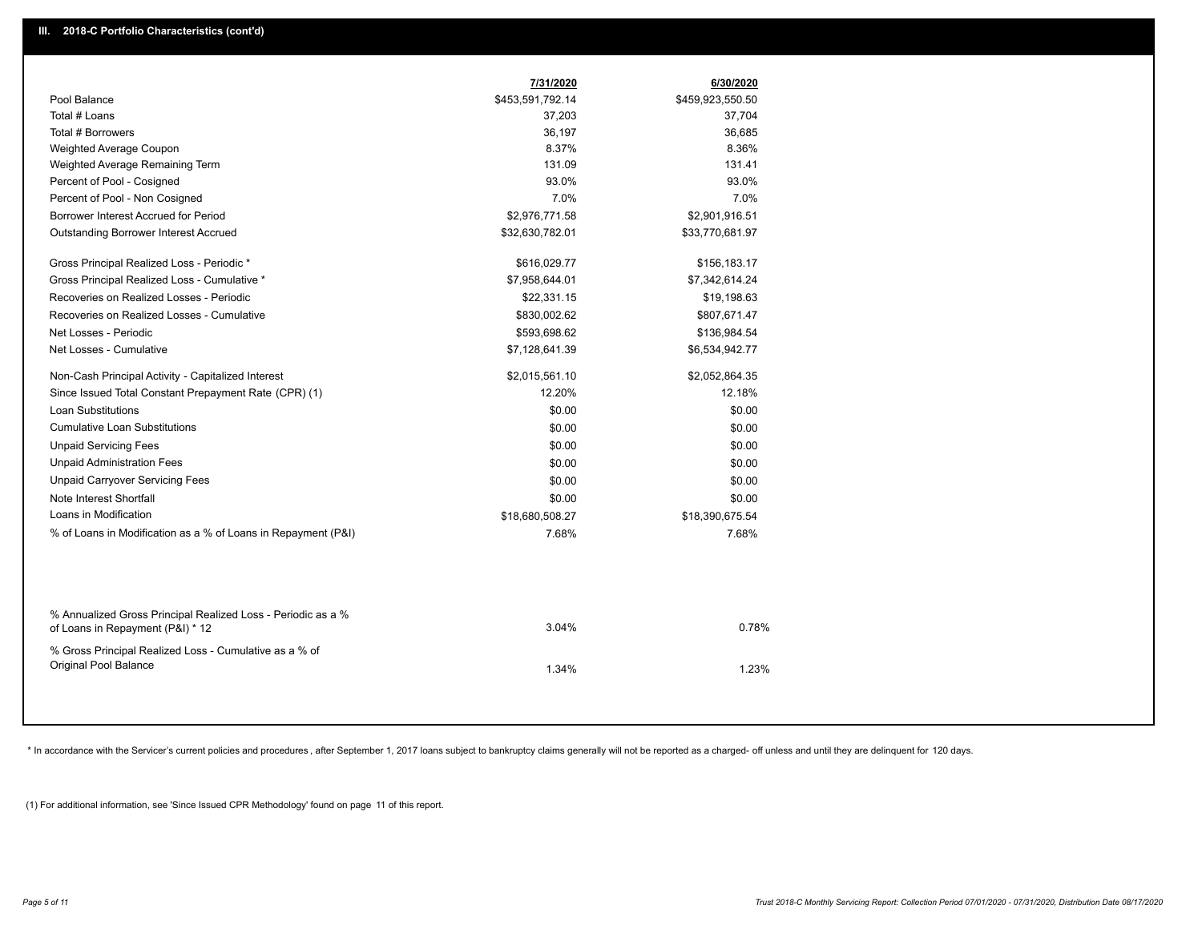## III. 2018-C Portfolio Characteristics (cont'd)

| | 7/31/2020 | 6/30/2020 |
|---|---|---|
| Pool Balance | $453,591,792.14 | $459,923,550.50 |
| Total # Loans | 37,203 | 37,704 |
| Total # Borrowers | 36,197 | 36,685 |
| Weighted Average Coupon | 8.37% | 8.36% |
| Weighted Average Remaining Term | 131.09 | 131.41 |
| Percent of Pool - Cosigned | 93.0% | 93.0% |
| Percent of Pool - Non Cosigned | 7.0% | 7.0% |
| Borrower Interest Accrued for Period | $2,976,771.58 | $2,901,916.51 |
| Outstanding Borrower Interest Accrued | $32,630,782.01 | $33,770,681.97 |
| Gross Principal Realized Loss - Periodic * | $616,029.77 | $156,183.17 |
| Gross Principal Realized Loss - Cumulative * | $7,958,644.01 | $7,342,614.24 |
| Recoveries on Realized Losses - Periodic | $22,331.15 | $19,198.63 |
| Recoveries on Realized Losses - Cumulative | $830,002.62 | $807,671.47 |
| Net Losses - Periodic | $593,698.62 | $136,984.54 |
| Net Losses - Cumulative | $7,128,641.39 | $6,534,942.77 |
| Non-Cash Principal Activity - Capitalized Interest | $2,015,561.10 | $2,052,864.35 |
| Since Issued Total Constant Prepayment Rate (CPR) (1) | 12.20% | 12.18% |
| Loan Substitutions | $0.00 | $0.00 |
| Cumulative Loan Substitutions | $0.00 | $0.00 |
| Unpaid Servicing Fees | $0.00 | $0.00 |
| Unpaid Administration Fees | $0.00 | $0.00 |
| Unpaid Carryover Servicing Fees | $0.00 | $0.00 |
| Note Interest Shortfall | $0.00 | $0.00 |
| Loans in Modification | $18,680,508.27 | $18,390,675.54 |
| % of Loans in Modification as a % of Loans in Repayment (P&I) | 7.68% | 7.68% |
| % Annualized Gross Principal Realized Loss - Periodic as a % of Loans in Repayment (P&I) * 12 | 3.04% | 0.78% |
| % Gross Principal Realized Loss - Cumulative as a % of Original Pool Balance | 1.34% | 1.23% |

* In accordance with the Servicer's current policies and procedures, after September 1, 2017 loans subject to bankruptcy claims generally will not be reported as a charged- off unless and until they are delinquent for 120 days.

(1) For additional information, see 'Since Issued CPR Methodology' found on page 11 of this report.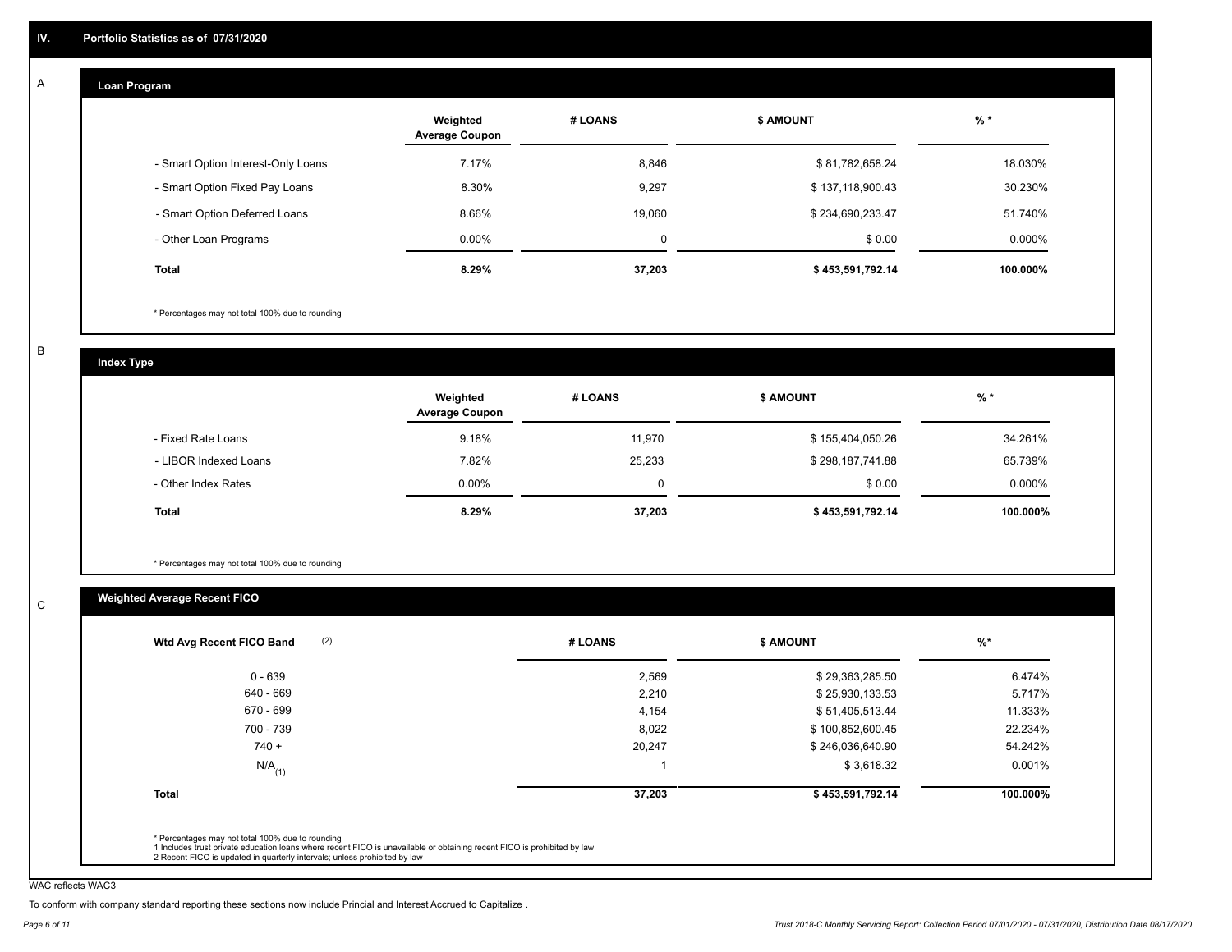## IV. Portfolio Statistics as of 07/31/2020

### A — Loan Program

| | Weighted Average Coupon | # LOANS | $ AMOUNT | % * |
|---|---|---|---|---|
| - Smart Option Interest-Only Loans | 7.17% | 8,846 | $ 81,782,658.24 | 18.030% |
| - Smart Option Fixed Pay Loans | 8.30% | 9,297 | $ 137,118,900.43 | 30.230% |
| - Smart Option Deferred Loans | 8.66% | 19,060 | $ 234,690,233.47 | 51.740% |
| - Other Loan Programs | 0.00% | 0 | $ 0.00 | 0.000% |
| **Total** | **8.29%** | **37,203** | **$ 453,591,792.14** | **100.000%** |

* Percentages may not total 100% due to rounding

### B — Index Type

| | Weighted Average Coupon | # LOANS | $ AMOUNT | % * |
|---|---|---|---|---|
| - Fixed Rate Loans | 9.18% | 11,970 | $ 155,404,050.26 | 34.261% |
| - LIBOR Indexed Loans | 7.82% | 25,233 | $ 298,187,741.88 | 65.739% |
| - Other Index Rates | 0.00% | 0 | $ 0.00 | 0.000% |
| **Total** | **8.29%** | **37,203** | **$ 453,591,792.14** | **100.000%** |

* Percentages may not total 100% due to rounding

### C — Weighted Average Recent FICO

| Wtd Avg Recent FICO Band (2) | # LOANS | $ AMOUNT | %* |
|---|---|---|---|
| 0 - 639 | 2,569 | $ 29,363,285.50 | 6.474% |
| 640 - 669 | 2,210 | $ 25,930,133.53 | 5.717% |
| 670 - 699 | 4,154 | $ 51,405,513.44 | 11.333% |
| 700 - 739 | 8,022 | $ 100,852,600.45 | 22.234% |
| 740 + | 20,247 | $ 246,036,640.90 | 54.242% |
| N/A (1) | 1 | $ 3,618.32 | 0.001% |
| **Total** | **37,203** | **$ 453,591,792.14** | **100.000%** |

* Percentages may not total 100% due to rounding
1 Includes trust private education loans where recent FICO is unavailable or obtaining recent FICO is prohibited by law
2 Recent FICO is updated in quarterly intervals; unless prohibited by law

WAC reflects WAC3

To conform with company standard reporting these sections now include Princial and Interest Accrued to Capitalize .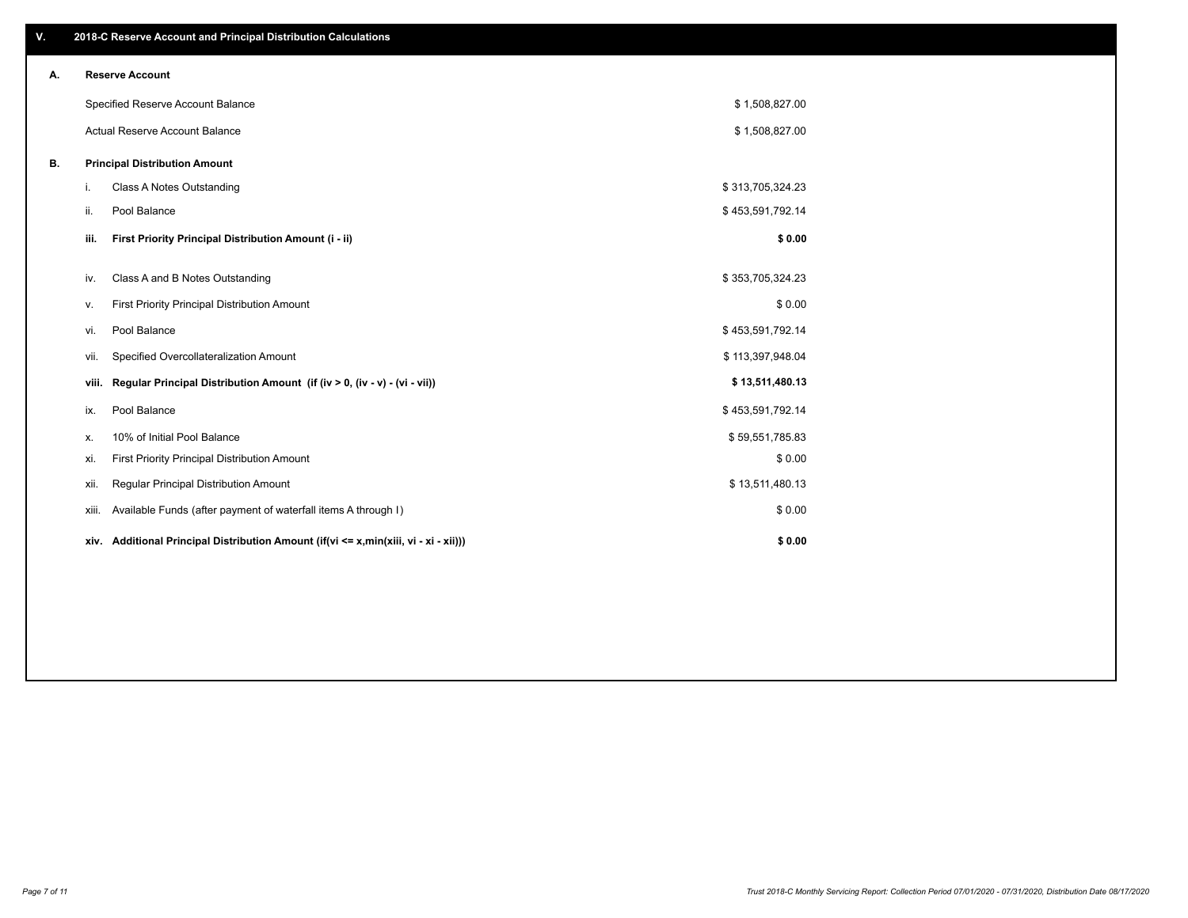## V. 2018-C Reserve Account and Principal Distribution Calculations

### A. Reserve Account

| | |
|---|---|
| Specified Reserve Account Balance | $ 1,508,827.00 |
| Actual Reserve Account Balance | $ 1,508,827.00 |

### B. Principal Distribution Amount

| | | |
|---|---|---|
| i. | Class A Notes Outstanding | $ 313,705,324.23 |
| ii. | Pool Balance | $ 453,591,792.14 |
| **iii.** | **First Priority Principal Distribution Amount (i - ii)** | **$ 0.00** |
| iv. | Class A and B Notes Outstanding | $ 353,705,324.23 |
| v. | First Priority Principal Distribution Amount | $ 0.00 |
| vi. | Pool Balance | $ 453,591,792.14 |
| vii. | Specified Overcollateralization Amount | $ 113,397,948.04 |
| **viii.** | **Regular Principal Distribution Amount (if (iv > 0, (iv - v) - (vi - vii))** | **$ 13,511,480.13** |
| ix. | Pool Balance | $ 453,591,792.14 |
| x. | 10% of Initial Pool Balance | $ 59,551,785.83 |
| xi. | First Priority Principal Distribution Amount | $ 0.00 |
| xii. | Regular Principal Distribution Amount | $ 13,511,480.13 |
| xiii. | Available Funds (after payment of waterfall items A through I) | $ 0.00 |
| **xiv.** | **Additional Principal Distribution Amount (if(vi <= x,min(xiii, vi - xi - xii)))** | **$ 0.00** |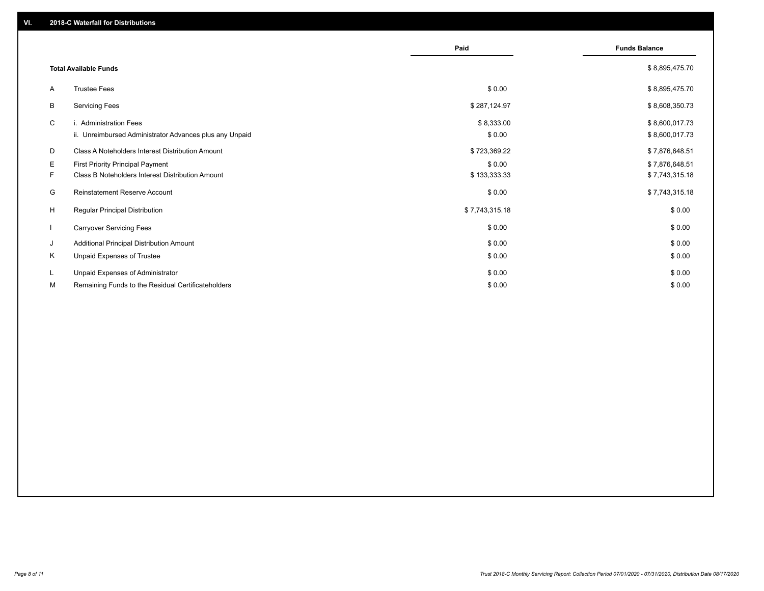## VI. 2018-C Waterfall for Distributions

| | | Paid | Funds Balance |
|---|---|---|---|
| | **Total Available Funds** | | $ 8,895,475.70 |
| A | Trustee Fees | $ 0.00 | $ 8,895,475.70 |
| B | Servicing Fees | $ 287,124.97 | $ 8,608,350.73 |
| C | i. Administration Fees | $ 8,333.00 | $ 8,600,017.73 |
| | ii. Unreimbursed Administrator Advances plus any Unpaid | $ 0.00 | $ 8,600,017.73 |
| D | Class A Noteholders Interest Distribution Amount | $ 723,369.22 | $ 7,876,648.51 |
| E | First Priority Principal Payment | $ 0.00 | $ 7,876,648.51 |
| F | Class B Noteholders Interest Distribution Amount | $ 133,333.33 | $ 7,743,315.18 |
| G | Reinstatement Reserve Account | $ 0.00 | $ 7,743,315.18 |
| H | Regular Principal Distribution | $ 7,743,315.18 | $ 0.00 |
| I | Carryover Servicing Fees | $ 0.00 | $ 0.00 |
| J | Additional Principal Distribution Amount | $ 0.00 | $ 0.00 |
| K | Unpaid Expenses of Trustee | $ 0.00 | $ 0.00 |
| L | Unpaid Expenses of Administrator | $ 0.00 | $ 0.00 |
| M | Remaining Funds to the Residual Certificateholders | $ 0.00 | $ 0.00 |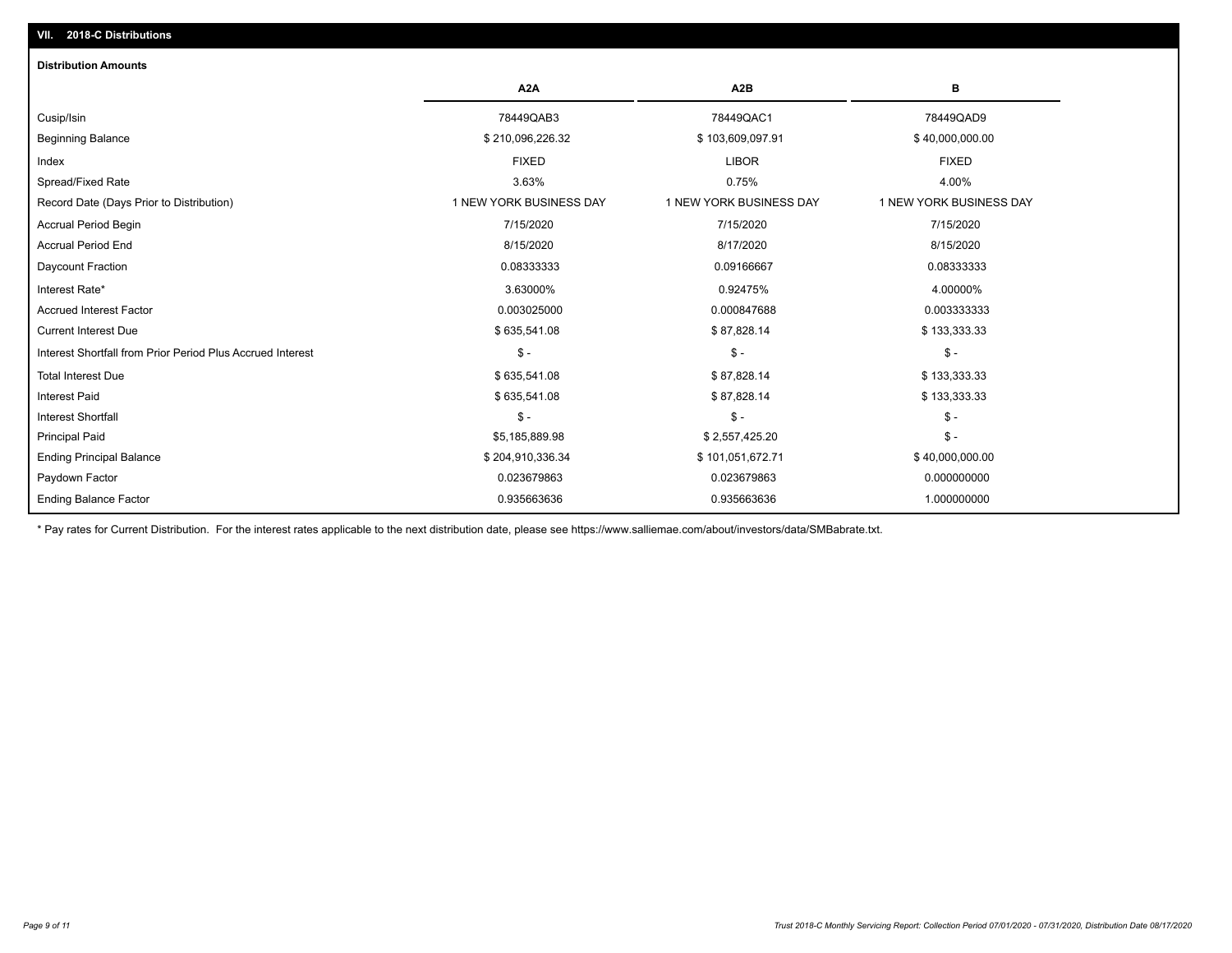## VII. 2018-C Distributions

### Distribution Amounts

| | A2A | A2B | B |
|---|---|---|---|
| Cusip/Isin | 78449QAB3 | 78449QAC1 | 78449QAD9 |
| Beginning Balance | $ 210,096,226.32 | $ 103,609,097.91 | $ 40,000,000.00 |
| Index | FIXED | LIBOR | FIXED |
| Spread/Fixed Rate | 3.63% | 0.75% | 4.00% |
| Record Date (Days Prior to Distribution) | 1 NEW YORK BUSINESS DAY | 1 NEW YORK BUSINESS DAY | 1 NEW YORK BUSINESS DAY |
| Accrual Period Begin | 7/15/2020 | 7/15/2020 | 7/15/2020 |
| Accrual Period End | 8/15/2020 | 8/17/2020 | 8/15/2020 |
| Daycount Fraction | 0.08333333 | 0.09166667 | 0.08333333 |
| Interest Rate* | 3.63000% | 0.92475% | 4.00000% |
| Accrued Interest Factor | 0.003025000 | 0.000847688 | 0.003333333 |
| Current Interest Due | $ 635,541.08 | $ 87,828.14 | $ 133,333.33 |
| Interest Shortfall from Prior Period Plus Accrued Interest | $ - | $ - | $ - |
| Total Interest Due | $ 635,541.08 | $ 87,828.14 | $ 133,333.33 |
| Interest Paid | $ 635,541.08 | $ 87,828.14 | $ 133,333.33 |
| Interest Shortfall | $ - | $ - | $ - |
| Principal Paid | $5,185,889.98 | $ 2,557,425.20 | $ - |
| Ending Principal Balance | $ 204,910,336.34 | $ 101,051,672.71 | $ 40,000,000.00 |
| Paydown Factor | 0.023679863 | 0.023679863 | 0.000000000 |
| Ending Balance Factor | 0.935663636 | 0.935663636 | 1.000000000 |

* Pay rates for Current Distribution. For the interest rates applicable to the next distribution date, please see https://www.salliemae.com/about/investors/data/SMBabrate.txt.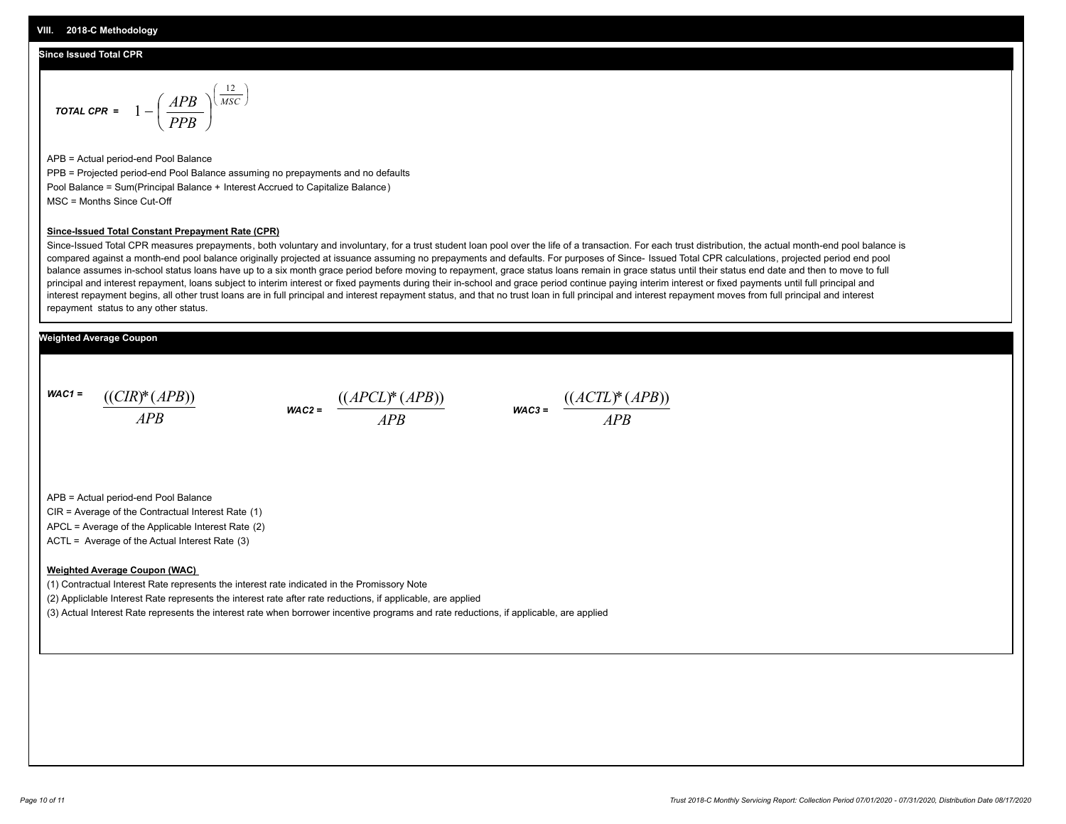## VIII. 2018-C Methodology

### Since Issued Total CPR

$$\textit{TOTAL CPR} = 1 - \left( \frac{APB}{PPB} \right)^{\left( \frac{12}{MSC} \right)}$$

APB = Actual period-end Pool Balance

PPB = Projected period-end Pool Balance assuming no prepayments and no defaults

Pool Balance = Sum(Principal Balance + Interest Accrued to Capitalize Balance)

MSC = Months Since Cut-Off

**Since-Issued Total Constant Prepayment Rate (CPR)**

Since-Issued Total CPR measures prepayments, both voluntary and involuntary, for a trust student loan pool over the life of a transaction. For each trust distribution, the actual month-end pool balance is compared against a month-end pool balance originally projected at issuance assuming no prepayments and defaults. For purposes of Since- Issued Total CPR calculations, projected period end pool balance assumes in-school status loans have up to a six month grace period before moving to repayment, grace status loans remain in grace status until their status end date and then to move to full principal and interest repayment, loans subject to interim interest or fixed payments during their in-school and grace period continue paying interim interest or fixed payments until full principal and interest repayment begins, all other trust loans are in full principal and interest repayment status, and that no trust loan in full principal and interest repayment moves from full principal and interest repayment status to any other status.

### Weighted Average Coupon

$$\textit{WAC1} = \frac{((CIR)*(APB))}{APB} \qquad \textit{WAC2} = \frac{((APCL)*(APB))}{APB} \qquad \textit{WAC3} = \frac{((ACTL)*(APB))}{APB}$$

APB = Actual period-end Pool Balance

CIR = Average of the Contractual Interest Rate (1)

APCL = Average of the Applicable Interest Rate (2)

ACTL = Average of the Actual Interest Rate (3)

**Weighted Average Coupon (WAC)**

(1) Contractual Interest Rate represents the interest rate indicated in the Promissory Note

(2) Appliclable Interest Rate represents the interest rate after rate reductions, if applicable, are applied

(3) Actual Interest Rate represents the interest rate when borrower incentive programs and rate reductions, if applicable, are applied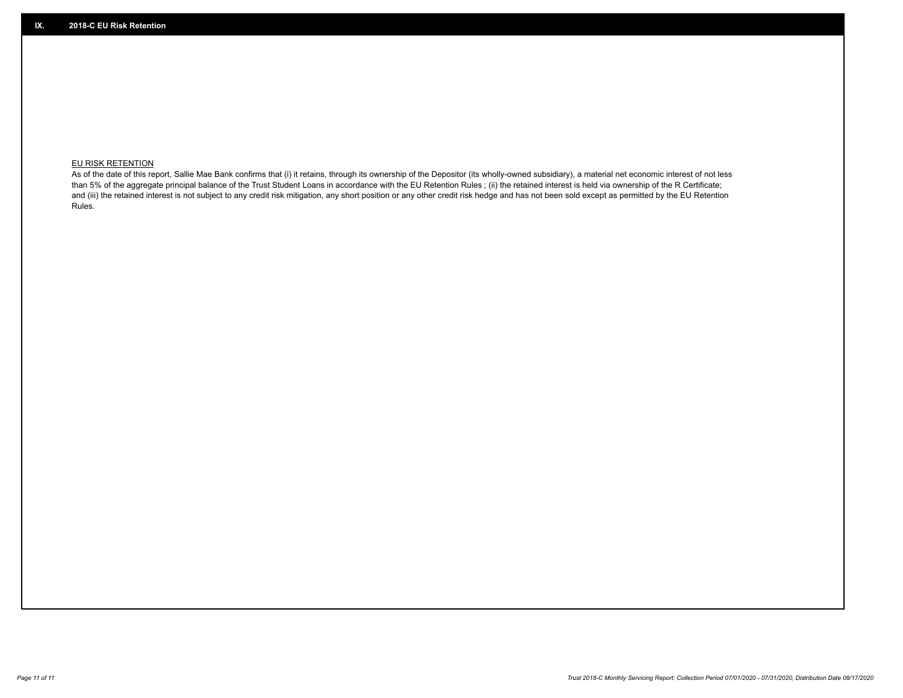## IX. 2018-C EU Risk Retention

EU RISK RETENTION

As of the date of this report, Sallie Mae Bank confirms that (i) it retains, through its ownership of the Depositor (its wholly-owned subsidiary), a material net economic interest of not less than 5% of the aggregate principal balance of the Trust Student Loans in accordance with the EU Retention Rules ; (ii) the retained interest is held via ownership of the R Certificate; and (iii) the retained interest is not subject to any credit risk mitigation, any short position or any other credit risk hedge and has not been sold except as permitted by the EU Retention Rules.